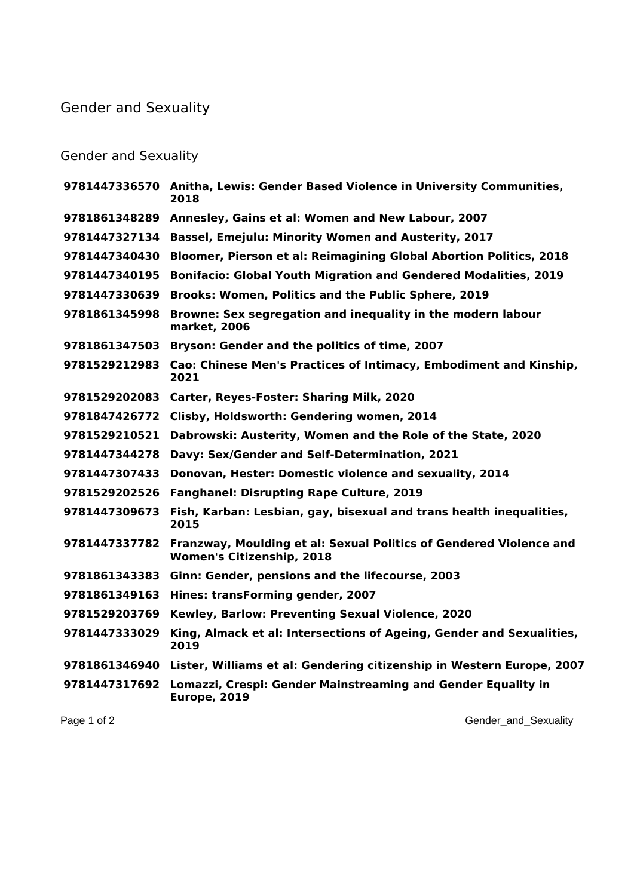# Gender and Sexuality

## Gender and Sexuality

| | |
|---|---|
| **9781447336570** | **Anitha, Lewis: Gender Based Violence in University Communities, 2018** |
| **9781861348289** | **Annesley, Gains et al: Women and New Labour, 2007** |
| **9781447327134** | **Bassel, Emejulu: Minority Women and Austerity, 2017** |
| **9781447340430** | **Bloomer, Pierson et al: Reimagining Global Abortion Politics, 2018** |
| **9781447340195** | **Bonifacio: Global Youth Migration and Gendered Modalities, 2019** |
| **9781447330639** | **Brooks: Women, Politics and the Public Sphere, 2019** |
| **9781861345998** | **Browne: Sex segregation and inequality in the modern labour market, 2006** |
| **9781861347503** | **Bryson: Gender and the politics of time, 2007** |
| **9781529212983** | **Cao: Chinese Men's Practices of Intimacy, Embodiment and Kinship, 2021** |
| **9781529202083** | **Carter, Reyes-Foster: Sharing Milk, 2020** |
| **9781847426772** | **Clisby, Holdsworth: Gendering women, 2014** |
| **9781529210521** | **Dabrowski: Austerity, Women and the Role of the State, 2020** |
| **9781447344278** | **Davy: Sex/Gender and Self-Determination, 2021** |
| **9781447307433** | **Donovan, Hester: Domestic violence and sexuality, 2014** |
| **9781529202526** | **Fanghanel: Disrupting Rape Culture, 2019** |
| **9781447309673** | **Fish, Karban: Lesbian, gay, bisexual and trans health inequalities, 2015** |
| **9781447337782** | **Franzway, Moulding et al: Sexual Politics of Gendered Violence and Women's Citizenship, 2018** |
| **9781861343383** | **Ginn: Gender, pensions and the lifecourse, 2003** |
| **9781861349163** | **Hines: transForming gender, 2007** |
| **9781529203769** | **Kewley, Barlow: Preventing Sexual Violence, 2020** |
| **9781447333029** | **King, Almack et al: Intersections of Ageing, Gender and Sexualities, 2019** |
| **9781861346940** | **Lister, Williams et al: Gendering citizenship in Western Europe, 2007** |
| **9781447317692** | **Lomazzi, Crespi: Gender Mainstreaming and Gender Equality in Europe, 2019** |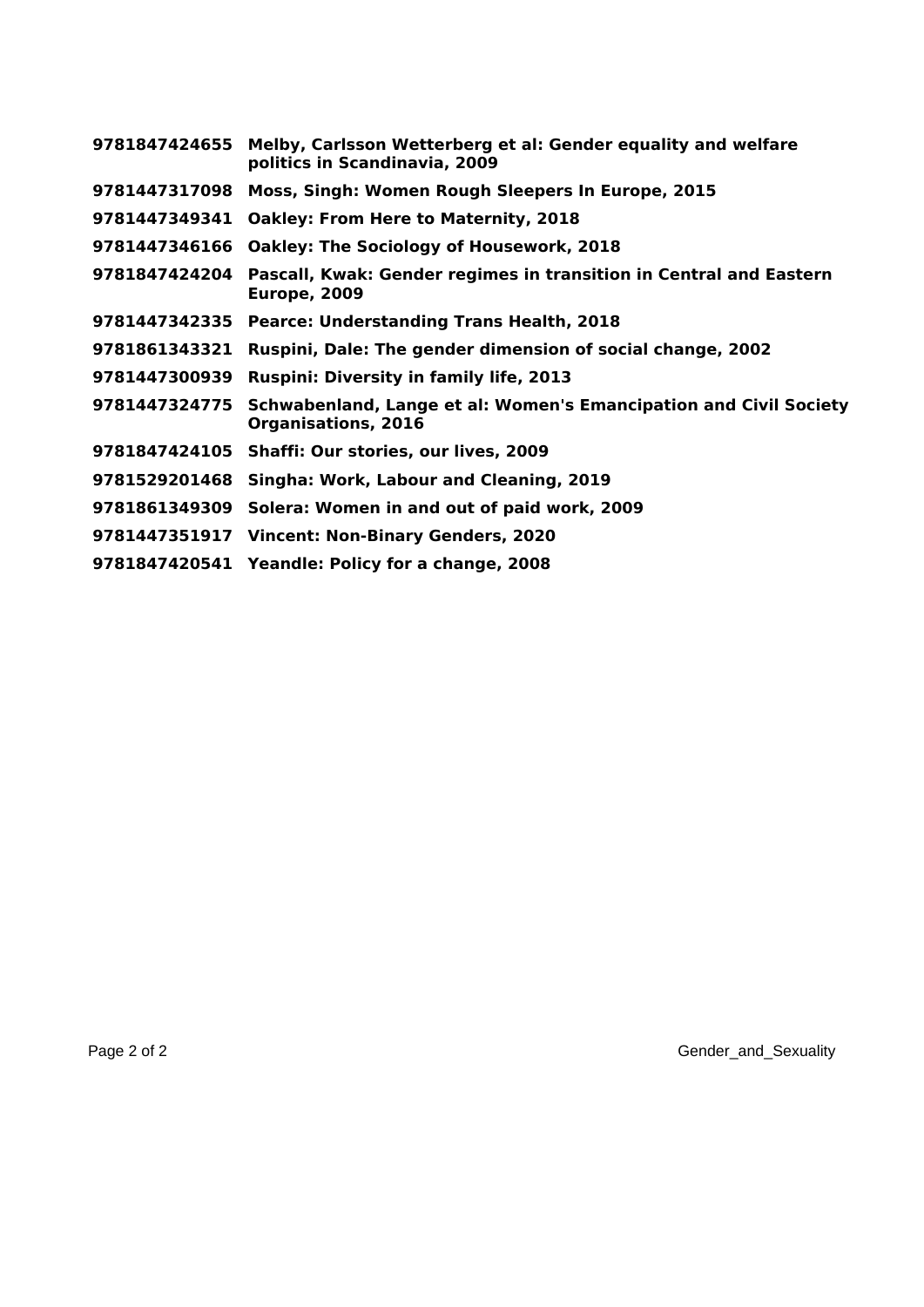| | |
|---|---|
| **9781847424655** | **Melby, Carlsson Wetterberg et al: Gender equality and welfare politics in Scandinavia, 2009** |
| **9781447317098** | **Moss, Singh: Women Rough Sleepers In Europe, 2015** |
| **9781447349341** | **Oakley: From Here to Maternity, 2018** |
| **9781447346166** | **Oakley: The Sociology of Housework, 2018** |
| **9781847424204** | **Pascall, Kwak: Gender regimes in transition in Central and Eastern Europe, 2009** |
| **9781447342335** | **Pearce: Understanding Trans Health, 2018** |
| **9781861343321** | **Ruspini, Dale: The gender dimension of social change, 2002** |
| **9781447300939** | **Ruspini: Diversity in family life, 2013** |
| **9781447324775** | **Schwabenland, Lange et al: Women's Emancipation and Civil Society Organisations, 2016** |
| **9781847424105** | **Shaffi: Our stories, our lives, 2009** |
| **9781529201468** | **Singha: Work, Labour and Cleaning, 2019** |
| **9781861349309** | **Solera: Women in and out of paid work, 2009** |
| **9781447351917** | **Vincent: Non-Binary Genders, 2020** |
| **9781847420541** | **Yeandle: Policy for a change, 2008** |